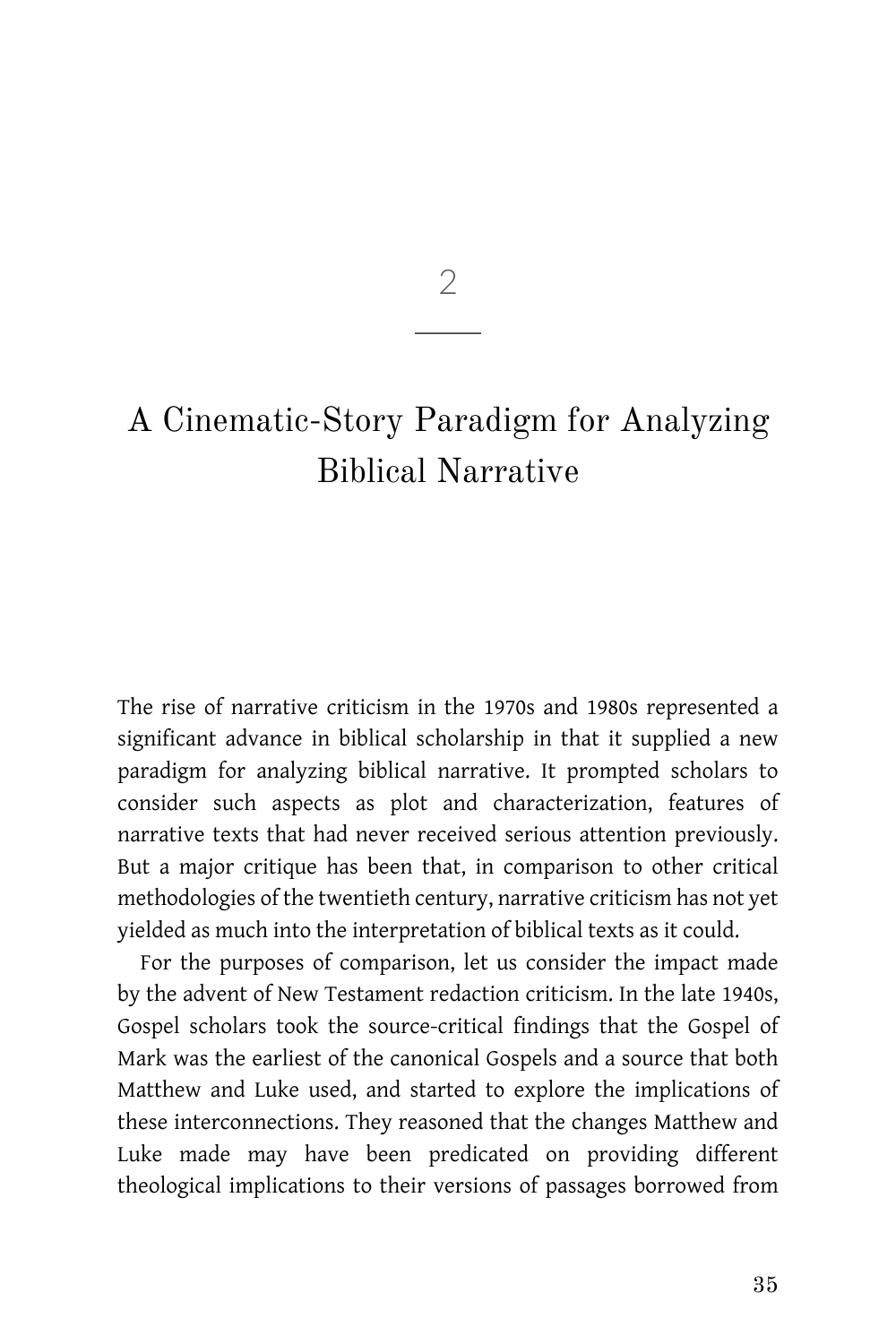# 2

# A Cinematic-Story Paradigm for Analyzing Biblical Narrative

The rise of narrative criticism in the 1970s and 1980s represented a significant advance in biblical scholarship in that it supplied a new paradigm for analyzing biblical narrative. It prompted scholars to consider such aspects as plot and characterization, features of narrative texts that had never received serious attention previously. But a major critique has been that, in comparison to other critical methodologies of the twentieth century, narrative criticism has not yet yielded as much into the interpretation of biblical texts as it could.

For the purposes of comparison, let us consider the impact made by the advent of New Testament redaction criticism. In the late 1940s, Gospel scholars took the source-critical findings that the Gospel of Mark was the earliest of the canonical Gospels and a source that both Matthew and Luke used, and started to explore the implications of these interconnections. They reasoned that the changes Matthew and Luke made may have been predicated on providing different theological implications to their versions of passages borrowed from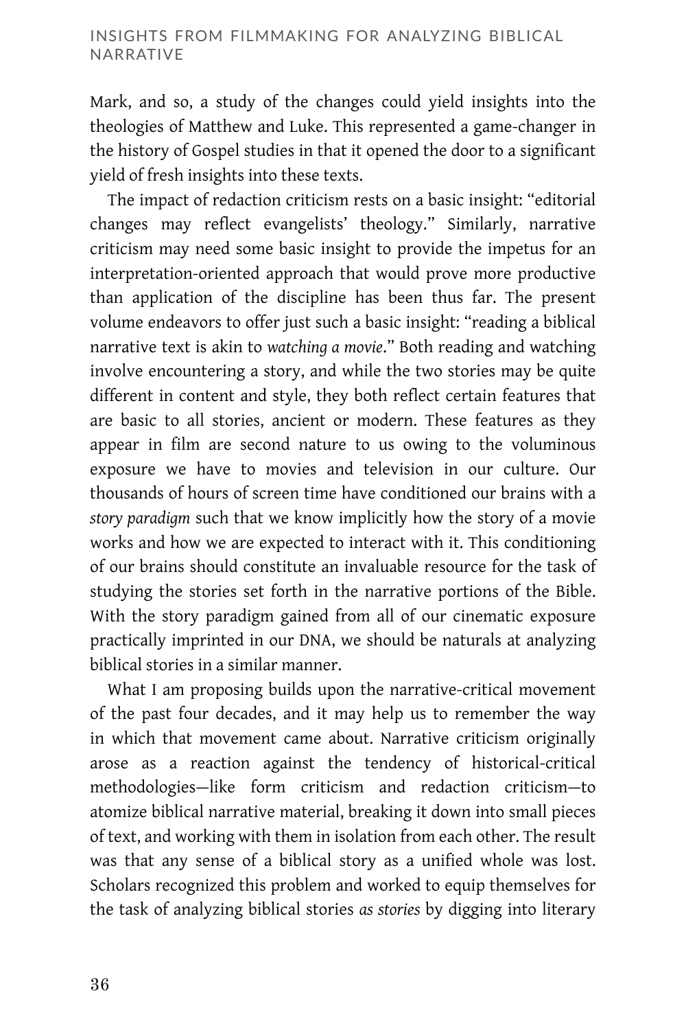Mark, and so, a study of the changes could yield insights into the theologies of Matthew and Luke. This represented a game-changer in the history of Gospel studies in that it opened the door to a significant yield of fresh insights into these texts.

The impact of redaction criticism rests on a basic insight: "editorial changes may reflect evangelists' theology." Similarly, narrative criticism may need some basic insight to provide the impetus for an interpretation-oriented approach that would prove more productive than application of the discipline has been thus far. The present volume endeavors to offer just such a basic insight: "reading a biblical narrative text is akin to *watching a movie*." Both reading and watching involve encountering a story, and while the two stories may be quite different in content and style, they both reflect certain features that are basic to all stories, ancient or modern. These features as they appear in film are second nature to us owing to the voluminous exposure we have to movies and television in our culture. Our thousands of hours of screen time have conditioned our brains with a *story paradigm* such that we know implicitly how the story of a movie works and how we are expected to interact with it. This conditioning of our brains should constitute an invaluable resource for the task of studying the stories set forth in the narrative portions of the Bible. With the story paradigm gained from all of our cinematic exposure practically imprinted in our DNA, we should be naturals at analyzing biblical stories in a similar manner.

What I am proposing builds upon the narrative-critical movement of the past four decades, and it may help us to remember the way in which that movement came about. Narrative criticism originally arose as a reaction against the tendency of historical-critical methodologies—like form criticism and redaction criticism—to atomize biblical narrative material, breaking it down into small pieces of text, and working with them in isolation from each other. The result was that any sense of a biblical story as a unified whole was lost. Scholars recognized this problem and worked to equip themselves for the task of analyzing biblical stories *as stories* by digging into literary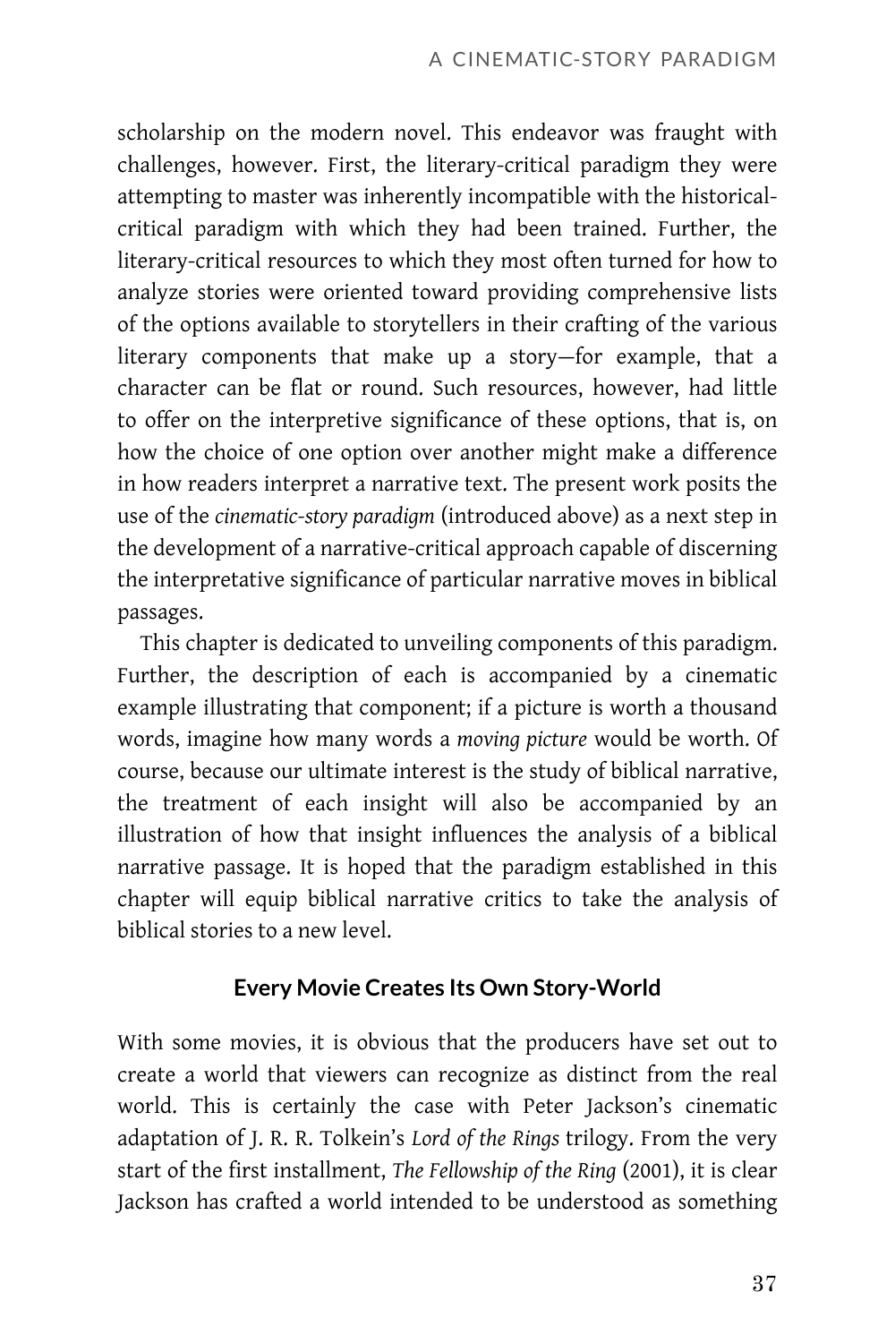scholarship on the modern novel. This endeavor was fraught with challenges, however. First, the literary-critical paradigm they were attempting to master was inherently incompatible with the historical-critical paradigm with which they had been trained. Further, the literary-critical resources to which they most often turned for how to analyze stories were oriented toward providing comprehensive lists of the options available to storytellers in their crafting of the various literary components that make up a story—for example, that a character can be flat or round. Such resources, however, had little to offer on the interpretive significance of these options, that is, on how the choice of one option over another might make a difference in how readers interpret a narrative text. The present work posits the use of the *cinematic-story paradigm* (introduced above) as a next step in the development of a narrative-critical approach capable of discerning the interpretative significance of particular narrative moves in biblical passages.

This chapter is dedicated to unveiling components of this paradigm. Further, the description of each is accompanied by a cinematic example illustrating that component; if a picture is worth a thousand words, imagine how many words a *moving picture* would be worth. Of course, because our ultimate interest is the study of biblical narrative, the treatment of each insight will also be accompanied by an illustration of how that insight influences the analysis of a biblical narrative passage. It is hoped that the paradigm established in this chapter will equip biblical narrative critics to take the analysis of biblical stories to a new level.

## Every Movie Creates Its Own Story-World

With some movies, it is obvious that the producers have set out to create a world that viewers can recognize as distinct from the real world. This is certainly the case with Peter Jackson's cinematic adaptation of J. R. R. Tolkein's *Lord of the Rings* trilogy. From the very start of the first installment, *The Fellowship of the Ring* (2001), it is clear Jackson has crafted a world intended to be understood as something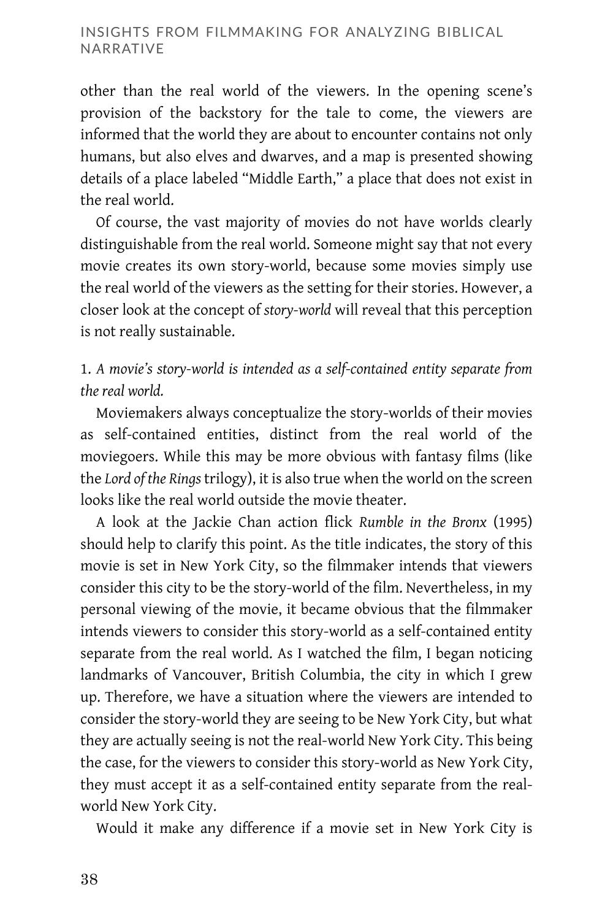other than the real world of the viewers. In the opening scene's provision of the backstory for the tale to come, the viewers are informed that the world they are about to encounter contains not only humans, but also elves and dwarves, and a map is presented showing details of a place labeled "Middle Earth," a place that does not exist in the real world.

Of course, the vast majority of movies do not have worlds clearly distinguishable from the real world. Someone might say that not every movie creates its own story-world, because some movies simply use the real world of the viewers as the setting for their stories. However, a closer look at the concept of *story-world* will reveal that this perception is not really sustainable.

1. *A movie's story-world is intended as a self-contained entity separate from the real world.*

Moviemakers always conceptualize the story-worlds of their movies as self-contained entities, distinct from the real world of the moviegoers. While this may be more obvious with fantasy films (like the *Lord of the Rings* trilogy), it is also true when the world on the screen looks like the real world outside the movie theater.

A look at the Jackie Chan action flick *Rumble in the Bronx* (1995) should help to clarify this point. As the title indicates, the story of this movie is set in New York City, so the filmmaker intends that viewers consider this city to be the story-world of the film. Nevertheless, in my personal viewing of the movie, it became obvious that the filmmaker intends viewers to consider this story-world as a self-contained entity separate from the real world. As I watched the film, I began noticing landmarks of Vancouver, British Columbia, the city in which I grew up. Therefore, we have a situation where the viewers are intended to consider the story-world they are seeing to be New York City, but what they are actually seeing is not the real-world New York City. This being the case, for the viewers to consider this story-world as New York City, they must accept it as a self-contained entity separate from the real-world New York City.

Would it make any difference if a movie set in New York City is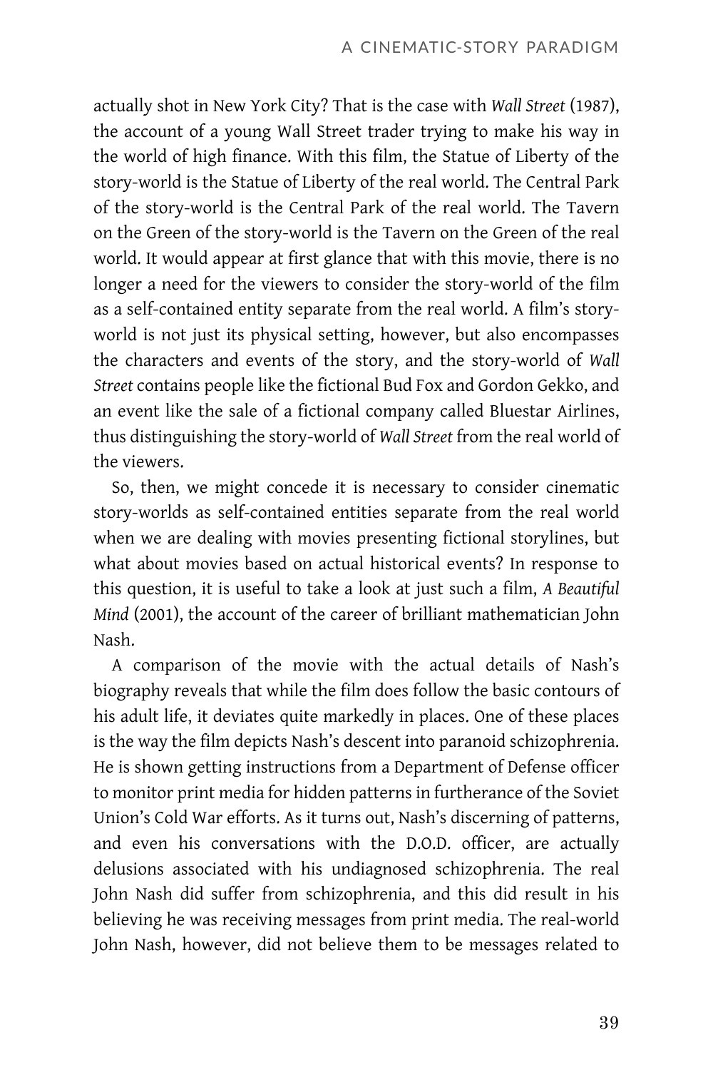actually shot in New York City? That is the case with *Wall Street* (1987), the account of a young Wall Street trader trying to make his way in the world of high finance. With this film, the Statue of Liberty of the story-world is the Statue of Liberty of the real world. The Central Park of the story-world is the Central Park of the real world. The Tavern on the Green of the story-world is the Tavern on the Green of the real world. It would appear at first glance that with this movie, there is no longer a need for the viewers to consider the story-world of the film as a self-contained entity separate from the real world. A film's story-world is not just its physical setting, however, but also encompasses the characters and events of the story, and the story-world of *Wall Street* contains people like the fictional Bud Fox and Gordon Gekko, and an event like the sale of a fictional company called Bluestar Airlines, thus distinguishing the story-world of *Wall Street* from the real world of the viewers.

So, then, we might concede it is necessary to consider cinematic story-worlds as self-contained entities separate from the real world when we are dealing with movies presenting fictional storylines, but what about movies based on actual historical events? In response to this question, it is useful to take a look at just such a film, *A Beautiful Mind* (2001), the account of the career of brilliant mathematician John Nash.

A comparison of the movie with the actual details of Nash's biography reveals that while the film does follow the basic contours of his adult life, it deviates quite markedly in places. One of these places is the way the film depicts Nash's descent into paranoid schizophrenia. He is shown getting instructions from a Department of Defense officer to monitor print media for hidden patterns in furtherance of the Soviet Union's Cold War efforts. As it turns out, Nash's discerning of patterns, and even his conversations with the D.O.D. officer, are actually delusions associated with his undiagnosed schizophrenia. The real John Nash did suffer from schizophrenia, and this did result in his believing he was receiving messages from print media. The real-world John Nash, however, did not believe them to be messages related to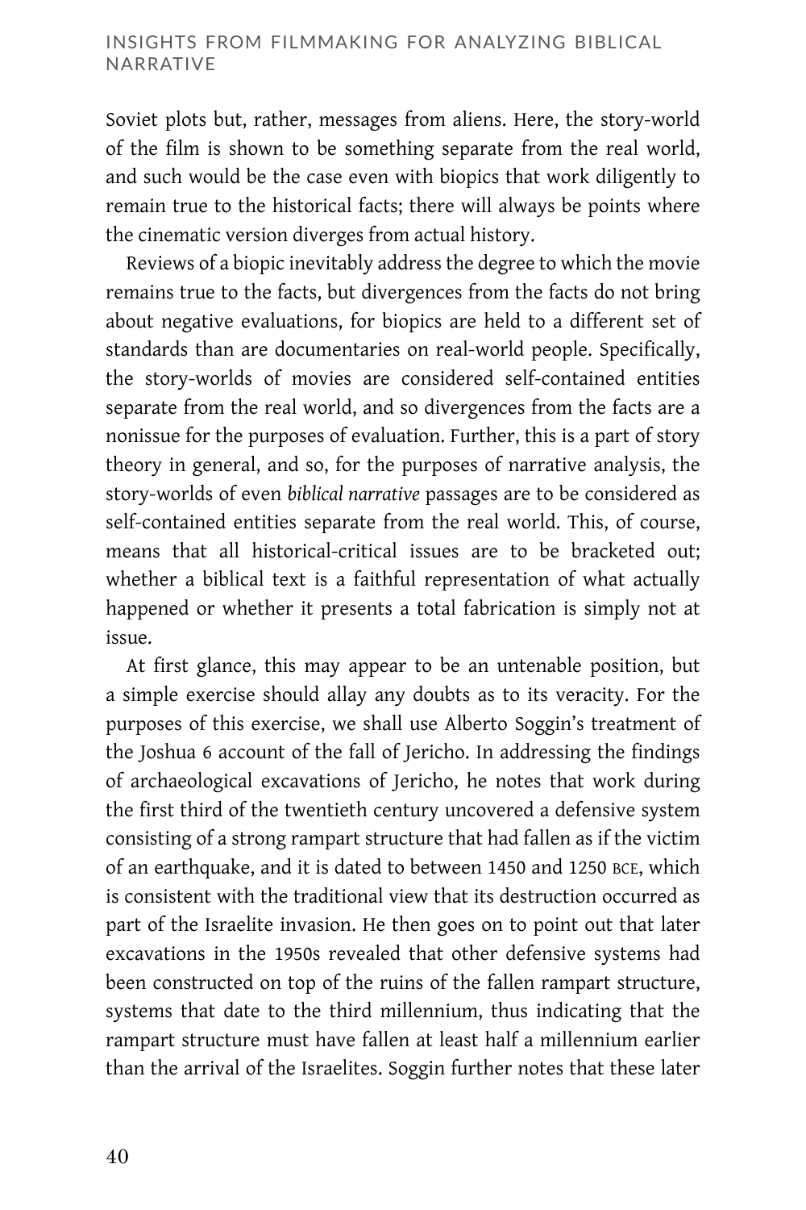Soviet plots but, rather, messages from aliens. Here, the story-world of the film is shown to be something separate from the real world, and such would be the case even with biopics that work diligently to remain true to the historical facts; there will always be points where the cinematic version diverges from actual history.

Reviews of a biopic inevitably address the degree to which the movie remains true to the facts, but divergences from the facts do not bring about negative evaluations, for biopics are held to a different set of standards than are documentaries on real-world people. Specifically, the story-worlds of movies are considered self-contained entities separate from the real world, and so divergences from the facts are a nonissue for the purposes of evaluation. Further, this is a part of story theory in general, and so, for the purposes of narrative analysis, the story-worlds of even *biblical narrative* passages are to be considered as self-contained entities separate from the real world. This, of course, means that all historical-critical issues are to be bracketed out; whether a biblical text is a faithful representation of what actually happened or whether it presents a total fabrication is simply not at issue.

At first glance, this may appear to be an untenable position, but a simple exercise should allay any doubts as to its veracity. For the purposes of this exercise, we shall use Alberto Soggin's treatment of the Joshua 6 account of the fall of Jericho. In addressing the findings of archaeological excavations of Jericho, he notes that work during the first third of the twentieth century uncovered a defensive system consisting of a strong rampart structure that had fallen as if the victim of an earthquake, and it is dated to between 1450 and 1250 BCE, which is consistent with the traditional view that its destruction occurred as part of the Israelite invasion. He then goes on to point out that later excavations in the 1950s revealed that other defensive systems had been constructed on top of the ruins of the fallen rampart structure, systems that date to the third millennium, thus indicating that the rampart structure must have fallen at least half a millennium earlier than the arrival of the Israelites. Soggin further notes that these later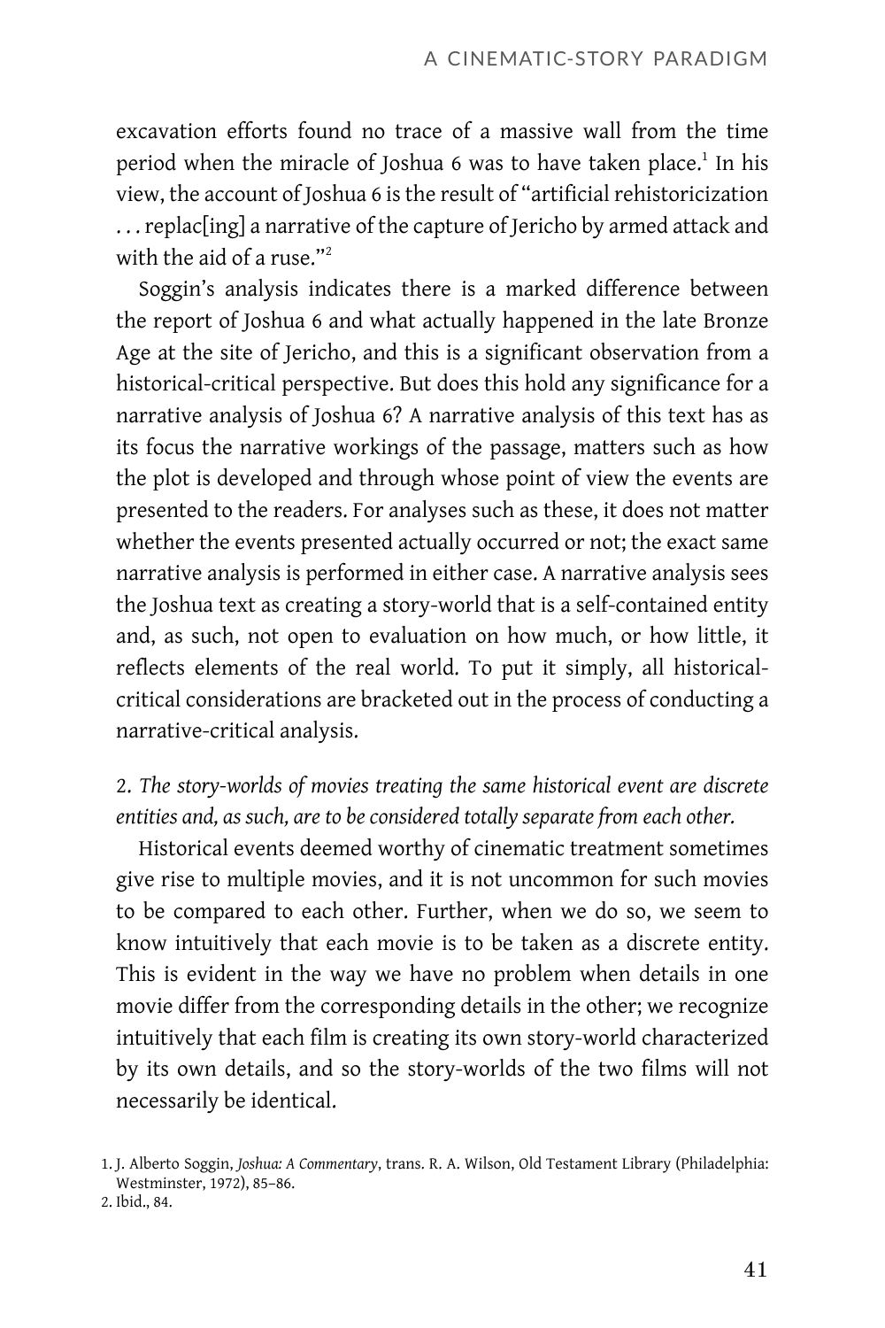excavation efforts found no trace of a massive wall from the time period when the miracle of Joshua 6 was to have taken place.[1] In his view, the account of Joshua 6 is the result of "artificial rehistoricization . . . replac[ing] a narrative of the capture of Jericho by armed attack and with the aid of a ruse."[2]

Soggin's analysis indicates there is a marked difference between the report of Joshua 6 and what actually happened in the late Bronze Age at the site of Jericho, and this is a significant observation from a historical-critical perspective. But does this hold any significance for a narrative analysis of Joshua 6? A narrative analysis of this text has as its focus the narrative workings of the passage, matters such as how the plot is developed and through whose point of view the events are presented to the readers. For analyses such as these, it does not matter whether the events presented actually occurred or not; the exact same narrative analysis is performed in either case. A narrative analysis sees the Joshua text as creating a story-world that is a self-contained entity and, as such, not open to evaluation on how much, or how little, it reflects elements of the real world. To put it simply, all historical-critical considerations are bracketed out in the process of conducting a narrative-critical analysis.

2. *The story-worlds of movies treating the same historical event are discrete entities and, as such, are to be considered totally separate from each other.*

Historical events deemed worthy of cinematic treatment sometimes give rise to multiple movies, and it is not uncommon for such movies to be compared to each other. Further, when we do so, we seem to know intuitively that each movie is to be taken as a discrete entity. This is evident in the way we have no problem when details in one movie differ from the corresponding details in the other; we recognize intuitively that each film is creating its own story-world characterized by its own details, and so the story-worlds of the two films will not necessarily be identical.

1. J. Alberto Soggin, *Joshua: A Commentary*, trans. R. A. Wilson, Old Testament Library (Philadelphia: Westminster, 1972), 85–86.
2. Ibid., 84.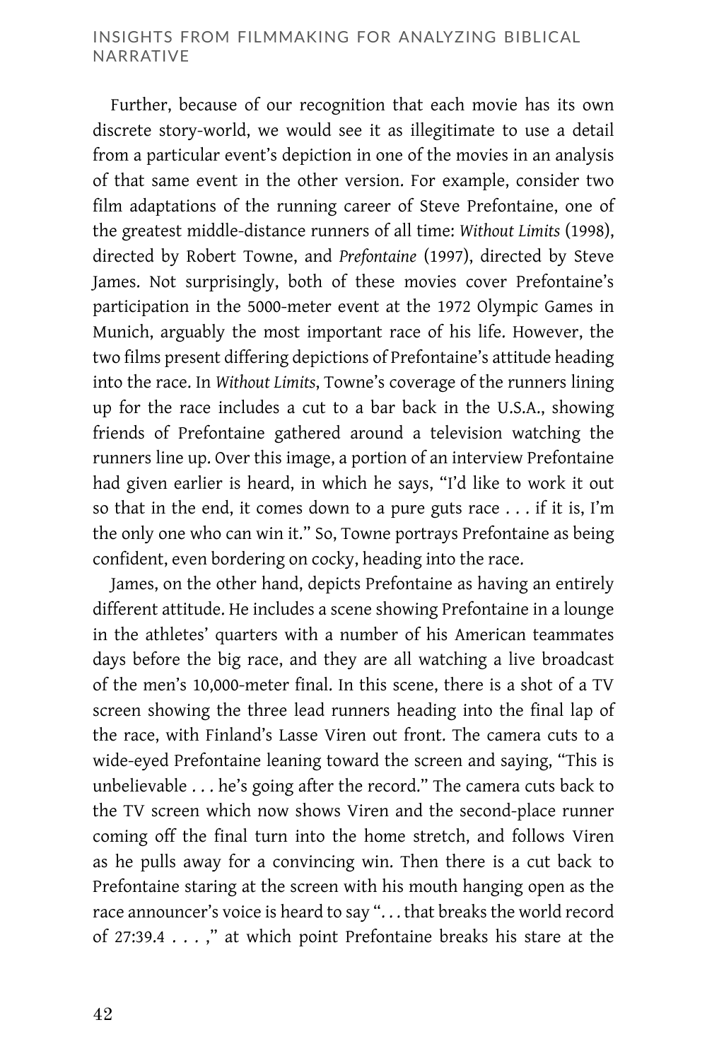Further, because of our recognition that each movie has its own discrete story-world, we would see it as illegitimate to use a detail from a particular event's depiction in one of the movies in an analysis of that same event in the other version. For example, consider two film adaptations of the running career of Steve Prefontaine, one of the greatest middle-distance runners of all time: *Without Limits* (1998), directed by Robert Towne, and *Prefontaine* (1997), directed by Steve James. Not surprisingly, both of these movies cover Prefontaine's participation in the 5000-meter event at the 1972 Olympic Games in Munich, arguably the most important race of his life. However, the two films present differing depictions of Prefontaine's attitude heading into the race. In *Without Limits*, Towne's coverage of the runners lining up for the race includes a cut to a bar back in the U.S.A., showing friends of Prefontaine gathered around a television watching the runners line up. Over this image, a portion of an interview Prefontaine had given earlier is heard, in which he says, "I'd like to work it out so that in the end, it comes down to a pure guts race . . . if it is, I'm the only one who can win it." So, Towne portrays Prefontaine as being confident, even bordering on cocky, heading into the race.

James, on the other hand, depicts Prefontaine as having an entirely different attitude. He includes a scene showing Prefontaine in a lounge in the athletes' quarters with a number of his American teammates days before the big race, and they are all watching a live broadcast of the men's 10,000-meter final. In this scene, there is a shot of a TV screen showing the three lead runners heading into the final lap of the race, with Finland's Lasse Viren out front. The camera cuts to a wide-eyed Prefontaine leaning toward the screen and saying, "This is unbelievable . . . he's going after the record." The camera cuts back to the TV screen which now shows Viren and the second-place runner coming off the final turn into the home stretch, and follows Viren as he pulls away for a convincing win. Then there is a cut back to Prefontaine staring at the screen with his mouth hanging open as the race announcer's voice is heard to say ". . . that breaks the world record of 27:39.4 . . . ," at which point Prefontaine breaks his stare at the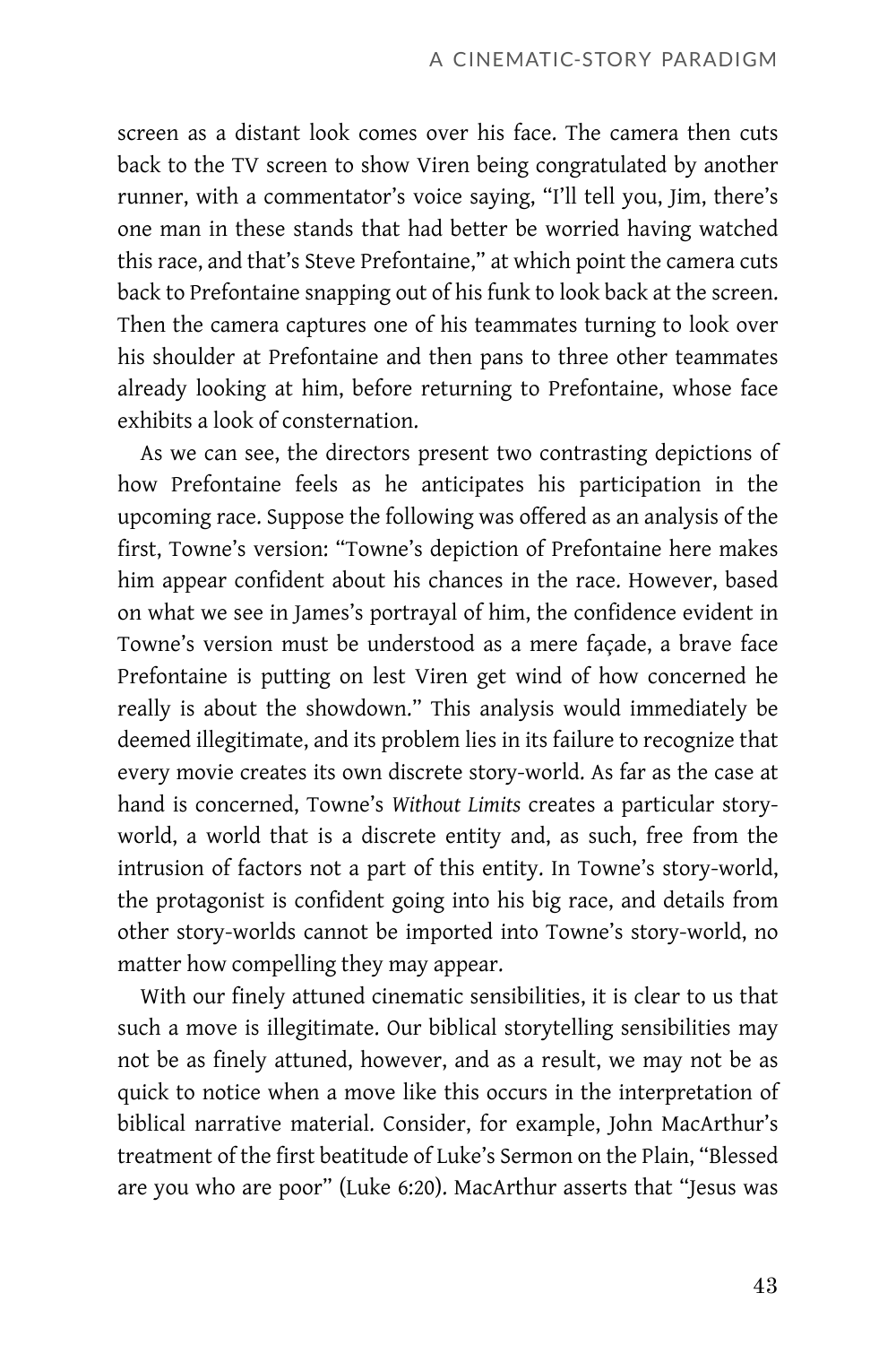screen as a distant look comes over his face. The camera then cuts back to the TV screen to show Viren being congratulated by another runner, with a commentator's voice saying, "I'll tell you, Jim, there's one man in these stands that had better be worried having watched this race, and that's Steve Prefontaine," at which point the camera cuts back to Prefontaine snapping out of his funk to look back at the screen. Then the camera captures one of his teammates turning to look over his shoulder at Prefontaine and then pans to three other teammates already looking at him, before returning to Prefontaine, whose face exhibits a look of consternation.

As we can see, the directors present two contrasting depictions of how Prefontaine feels as he anticipates his participation in the upcoming race. Suppose the following was offered as an analysis of the first, Towne's version: "Towne's depiction of Prefontaine here makes him appear confident about his chances in the race. However, based on what we see in James's portrayal of him, the confidence evident in Towne's version must be understood as a mere façade, a brave face Prefontaine is putting on lest Viren get wind of how concerned he really is about the showdown." This analysis would immediately be deemed illegitimate, and its problem lies in its failure to recognize that every movie creates its own discrete story-world. As far as the case at hand is concerned, Towne's *Without Limits* creates a particular story-world, a world that is a discrete entity and, as such, free from the intrusion of factors not a part of this entity. In Towne's story-world, the protagonist is confident going into his big race, and details from other story-worlds cannot be imported into Towne's story-world, no matter how compelling they may appear.

With our finely attuned cinematic sensibilities, it is clear to us that such a move is illegitimate. Our biblical storytelling sensibilities may not be as finely attuned, however, and as a result, we may not be as quick to notice when a move like this occurs in the interpretation of biblical narrative material. Consider, for example, John MacArthur's treatment of the first beatitude of Luke's Sermon on the Plain, "Blessed are you who are poor" (Luke 6:20). MacArthur asserts that "Jesus was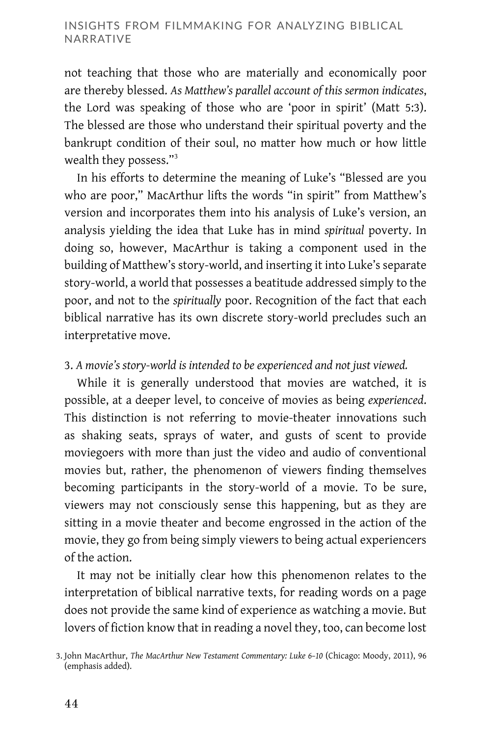not teaching that those who are materially and economically poor are thereby blessed. *As Matthew's parallel account of this sermon indicates*, the Lord was speaking of those who are 'poor in spirit' (Matt 5:3). The blessed are those who understand their spiritual poverty and the bankrupt condition of their soul, no matter how much or how little wealth they possess."[3]

In his efforts to determine the meaning of Luke's "Blessed are you who are poor," MacArthur lifts the words "in spirit" from Matthew's version and incorporates them into his analysis of Luke's version, an analysis yielding the idea that Luke has in mind *spiritual* poverty. In doing so, however, MacArthur is taking a component used in the building of Matthew's story-world, and inserting it into Luke's separate story-world, a world that possesses a beatitude addressed simply to the poor, and not to the *spiritually* poor. Recognition of the fact that each biblical narrative has its own discrete story-world precludes such an interpretative move.

3. *A movie's story-world is intended to be experienced and not just viewed.*

While it is generally understood that movies are watched, it is possible, at a deeper level, to conceive of movies as being *experienced*. This distinction is not referring to movie-theater innovations such as shaking seats, sprays of water, and gusts of scent to provide moviegoers with more than just the video and audio of conventional movies but, rather, the phenomenon of viewers finding themselves becoming participants in the story-world of a movie. To be sure, viewers may not consciously sense this happening, but as they are sitting in a movie theater and become engrossed in the action of the movie, they go from being simply viewers to being actual experiencers of the action.

It may not be initially clear how this phenomenon relates to the interpretation of biblical narrative texts, for reading words on a page does not provide the same kind of experience as watching a movie. But lovers of fiction know that in reading a novel they, too, can become lost

3. John MacArthur, *The MacArthur New Testament Commentary: Luke 6–10* (Chicago: Moody, 2011), 96 (emphasis added).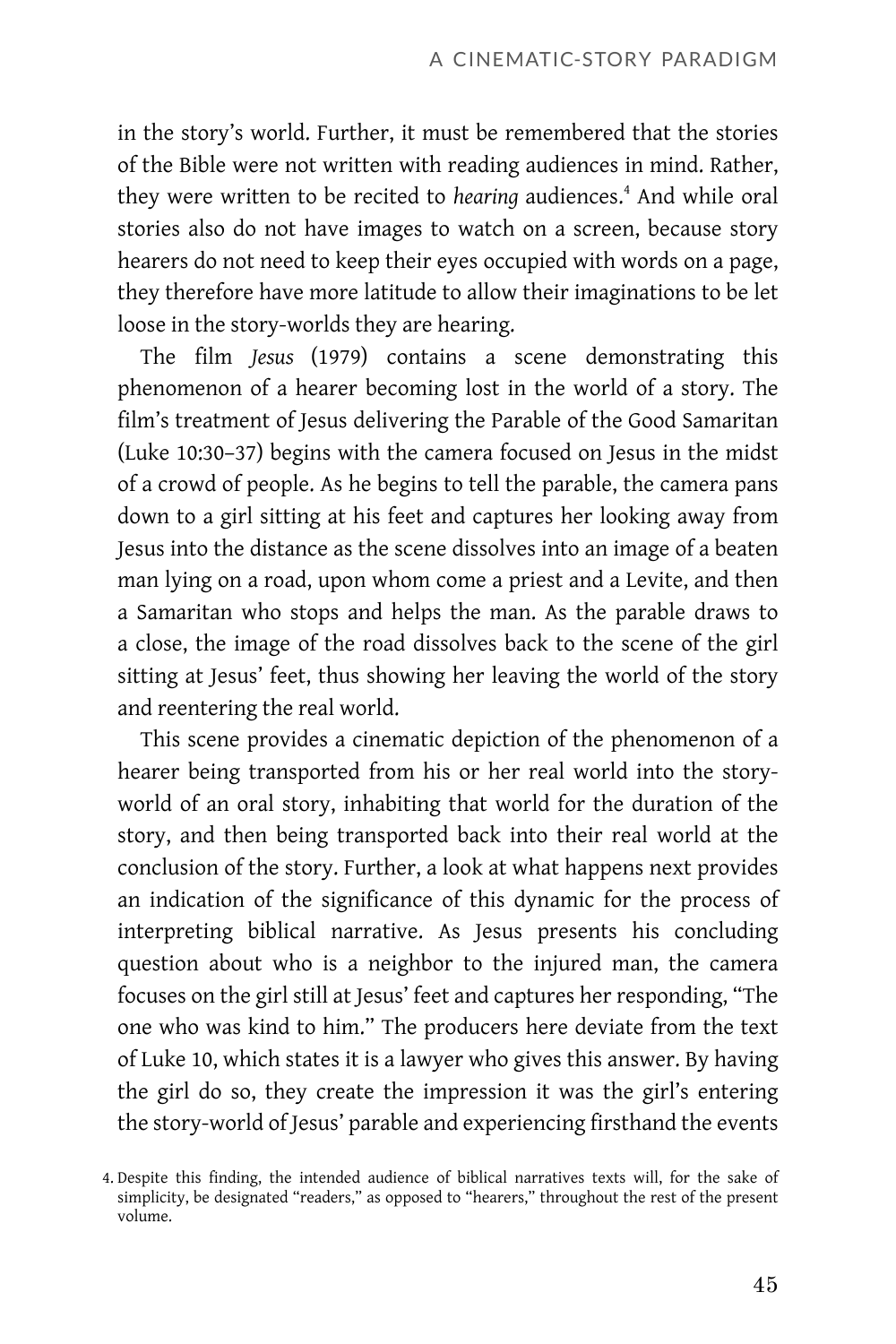in the story's world. Further, it must be remembered that the stories of the Bible were not written with reading audiences in mind. Rather, they were written to be recited to *hearing* audiences.[4] And while oral stories also do not have images to watch on a screen, because story hearers do not need to keep their eyes occupied with words on a page, they therefore have more latitude to allow their imaginations to be let loose in the story-worlds they are hearing.

The film *Jesus* (1979) contains a scene demonstrating this phenomenon of a hearer becoming lost in the world of a story. The film's treatment of Jesus delivering the Parable of the Good Samaritan (Luke 10:30–37) begins with the camera focused on Jesus in the midst of a crowd of people. As he begins to tell the parable, the camera pans down to a girl sitting at his feet and captures her looking away from Jesus into the distance as the scene dissolves into an image of a beaten man lying on a road, upon whom come a priest and a Levite, and then a Samaritan who stops and helps the man. As the parable draws to a close, the image of the road dissolves back to the scene of the girl sitting at Jesus' feet, thus showing her leaving the world of the story and reentering the real world.

This scene provides a cinematic depiction of the phenomenon of a hearer being transported from his or her real world into the story-world of an oral story, inhabiting that world for the duration of the story, and then being transported back into their real world at the conclusion of the story. Further, a look at what happens next provides an indication of the significance of this dynamic for the process of interpreting biblical narrative. As Jesus presents his concluding question about who is a neighbor to the injured man, the camera focuses on the girl still at Jesus' feet and captures her responding, "The one who was kind to him." The producers here deviate from the text of Luke 10, which states it is a lawyer who gives this answer. By having the girl do so, they create the impression it was the girl's entering the story-world of Jesus' parable and experiencing firsthand the events

4. Despite this finding, the intended audience of biblical narratives texts will, for the sake of simplicity, be designated "readers," as opposed to "hearers," throughout the rest of the present volume.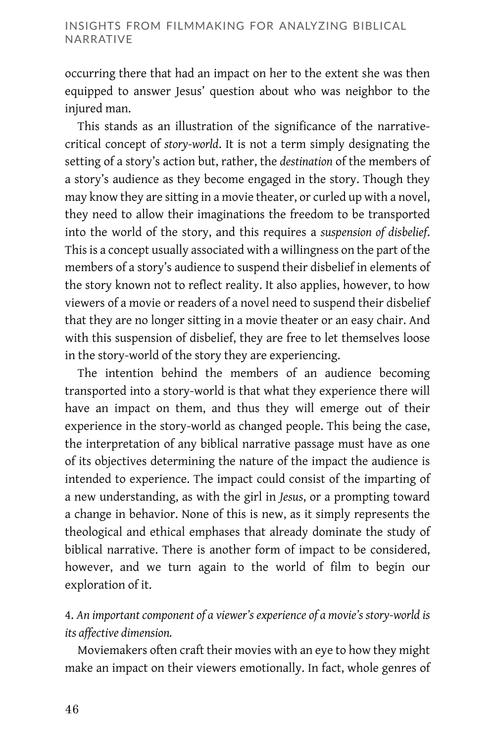occurring there that had an impact on her to the extent she was then equipped to answer Jesus' question about who was neighbor to the injured man.

This stands as an illustration of the significance of the narrative-critical concept of *story-world*. It is not a term simply designating the setting of a story's action but, rather, the *destination* of the members of a story's audience as they become engaged in the story. Though they may know they are sitting in a movie theater, or curled up with a novel, they need to allow their imaginations the freedom to be transported into the world of the story, and this requires a *suspension of disbelief*. This is a concept usually associated with a willingness on the part of the members of a story's audience to suspend their disbelief in elements of the story known not to reflect reality. It also applies, however, to how viewers of a movie or readers of a novel need to suspend their disbelief that they are no longer sitting in a movie theater or an easy chair. And with this suspension of disbelief, they are free to let themselves loose in the story-world of the story they are experiencing.

The intention behind the members of an audience becoming transported into a story-world is that what they experience there will have an impact on them, and thus they will emerge out of their experience in the story-world as changed people. This being the case, the interpretation of any biblical narrative passage must have as one of its objectives determining the nature of the impact the audience is intended to experience. The impact could consist of the imparting of a new understanding, as with the girl in *Jesus*, or a prompting toward a change in behavior. None of this is new, as it simply represents the theological and ethical emphases that already dominate the study of biblical narrative. There is another form of impact to be considered, however, and we turn again to the world of film to begin our exploration of it.

4. *An important component of a viewer's experience of a movie's story-world is its affective dimension.*

Moviemakers often craft their movies with an eye to how they might make an impact on their viewers emotionally. In fact, whole genres of